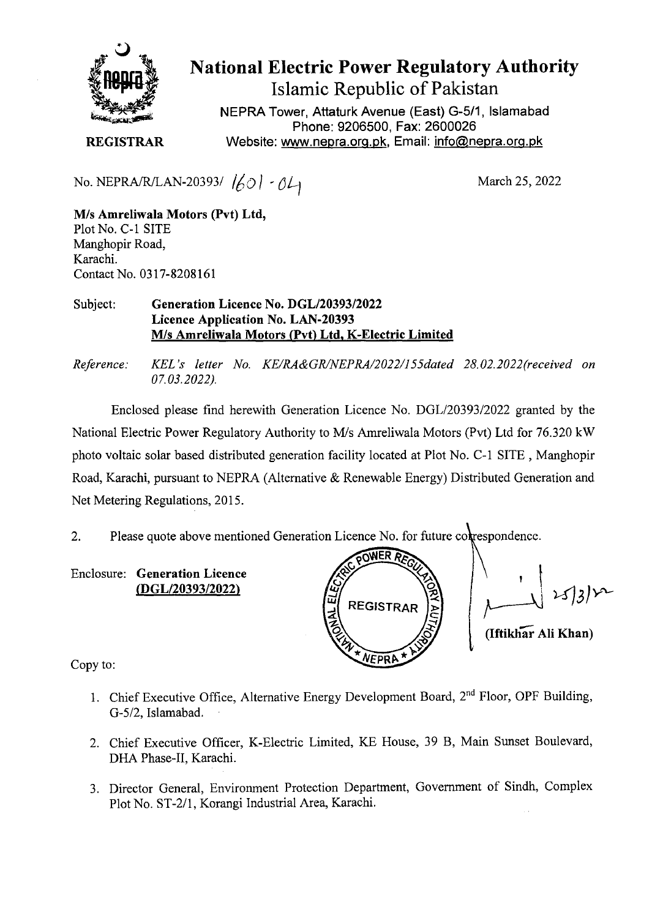# National Electric Power Regulatory Authority

## Islamic Republic of Pakistan

NEPRA Tower, Attaturk Avenue (East) G-5/1, Islamabad
Phone: 9206500, Fax: 2600026
Website: www.nepra.org.pk, Email: info@nepra.org.pk

**REGISTRAR**

No. NEPRA/R/LAN-20393/ 1601 - 04

March 25, 2022

**M/s Amreliwala Motors (Pvt) Ltd,**
Plot No. C-1 SITE
Manghopir Road,
Karachi.
Contact No. 0317-8208161

Subject: **Generation Licence No. DGL/20393/2022**
**Licence Application No. LAN-20393**
**M/s Amreliwala Motors (Pvt) Ltd, K-Electric Limited**

*Reference: KEL's letter No. KE/RA&GR/NEPRA/2022/155dated 28.02.2022(received on 07.03.2022).*

Enclosed please find herewith Generation Licence No. DGL/20393/2022 granted by the National Electric Power Regulatory Authority to M/s Amreliwala Motors (Pvt) Ltd for 76.320 kW photo voltaic solar based distributed generation facility located at Plot No. C-1 SITE , Manghopir Road, Karachi, pursuant to NEPRA (Alternative & Renewable Energy) Distributed Generation and Net Metering Regulations, 2015.

2. Please quote above mentioned Generation Licence No. for future correspondence.

Enclosure: **Generation Licence (DGL/20393/2022)**

25/3/22

**(Iftikhar Ali Khan)**

Copy to:

1. Chief Executive Office, Alternative Energy Development Board, 2nd Floor, OPF Building, G-5/2, Islamabad.
2. Chief Executive Officer, K-Electric Limited, KE House, 39 B, Main Sunset Boulevard, DHA Phase-II, Karachi.
3. Director General, Environment Protection Department, Government of Sindh, Complex Plot No. ST-2/1, Korangi Industrial Area, Karachi.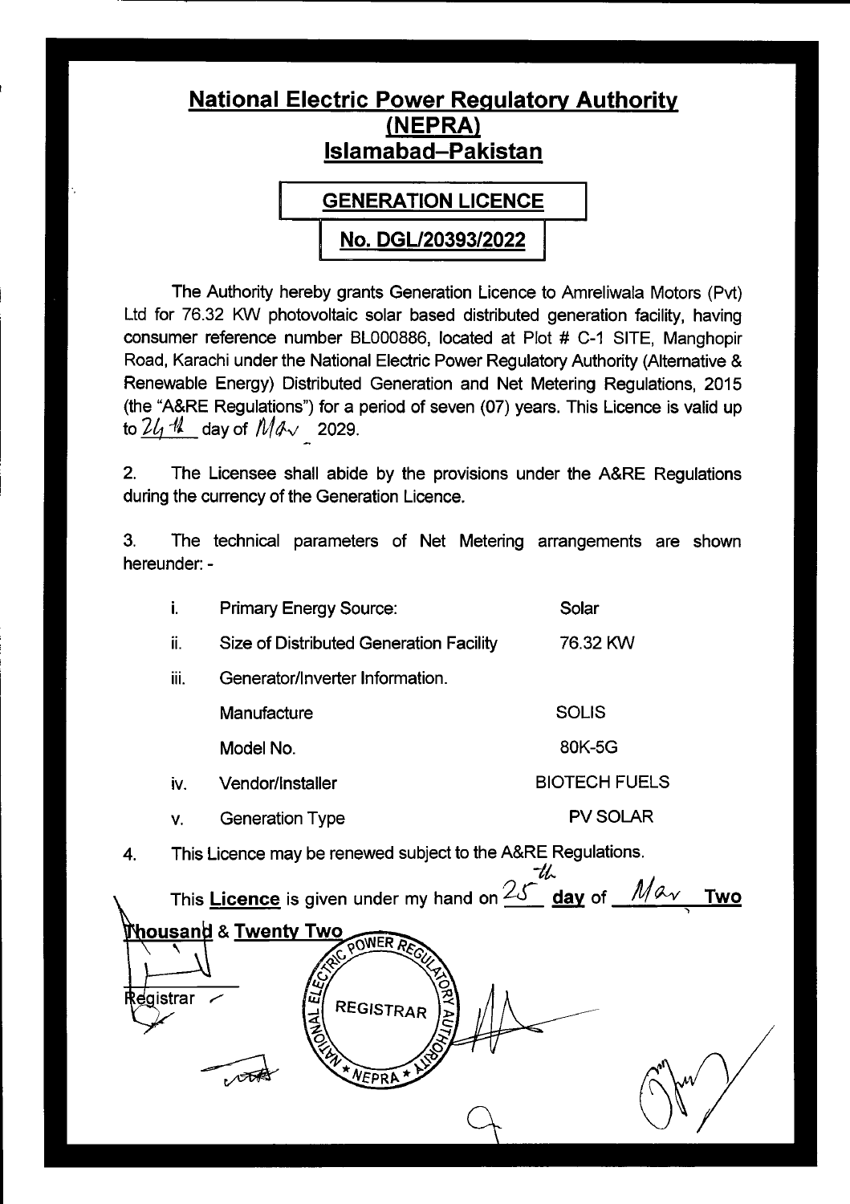# National Electric Power Regulatory Authority (NEPRA) Islamabad–Pakistan

## GENERATION LICENCE

## No. DGL/20393/2022

The Authority hereby grants Generation Licence to Amreliwala Motors (Pvt) Ltd for 76.32 KW photovoltaic solar based distributed generation facility, having consumer reference number BL000886, located at Plot # C-1 SITE, Manghopir Road, Karachi under the National Electric Power Regulatory Authority (Alternative & Renewable Energy) Distributed Generation and Net Metering Regulations, 2015 (the "A&RE Regulations") for a period of seven (07) years. This Licence is valid up to 24th day of May 2029.

2. The Licensee shall abide by the provisions under the A&RE Regulations during the currency of the Generation Licence.

3. The technical parameters of Net Metering arrangements are shown hereunder: -

| | | |
|---|---|---|
| i. | Primary Energy Source: | Solar |
| ii. | Size of Distributed Generation Facility | 76.32 KW |
| iii. | Generator/Inverter Information. | |
| | Manufacture | SOLIS |
| | Model No. | 80K-5G |
| iv. | Vendor/Installer | BIOTECH FUELS |
| v. | Generation Type | PV SOLAR |

4. This Licence may be renewed subject to the A&RE Regulations.

This **Licence** is given under my hand on 25th **day** of May **Two Thousand & Twenty Two**

Registrar

REGISTRAR
NATIONAL ELECTRIC POWER REGULATORY AUTHORITY
NEPRA